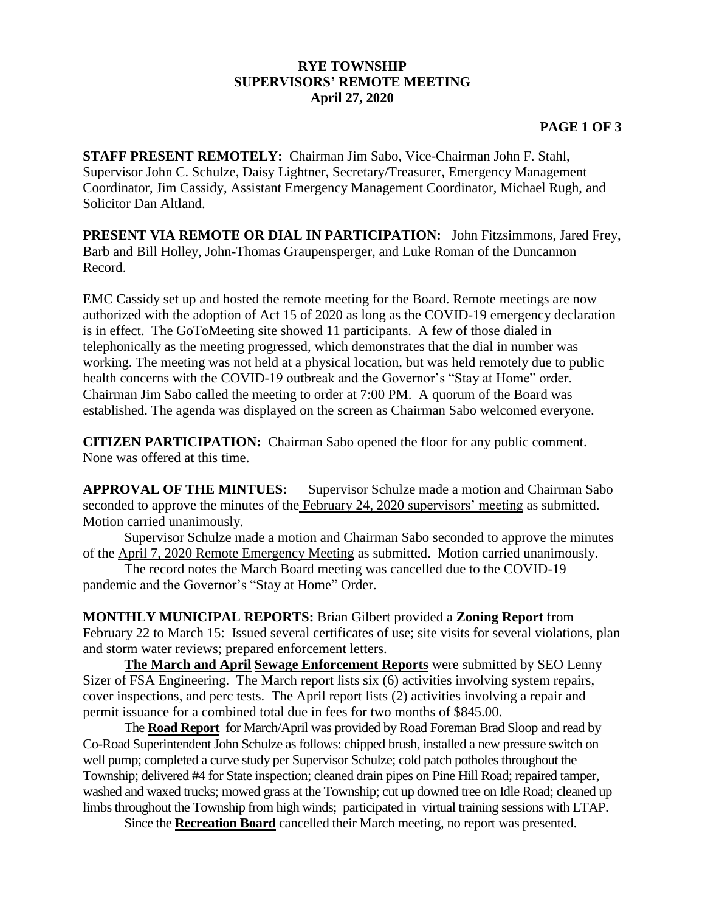**RYE TOWNSHIP**
**SUPERVISORS' REMOTE MEETING**
**April 27, 2020**

**STAFF PRESENT REMOTELY:** Chairman Jim Sabo, Vice-Chairman John F. Stahl, Supervisor John C. Schulze, Daisy Lightner, Secretary/Treasurer, Emergency Management Coordinator, Jim Cassidy, Assistant Emergency Management Coordinator, Michael Rugh, and Solicitor Dan Altland.

**PRESENT VIA REMOTE OR DIAL IN PARTICIPATION:** John Fitzsimmons, Jared Frey, Barb and Bill Holley, John-Thomas Graupensperger, and Luke Roman of the Duncannon Record.

EMC Cassidy set up and hosted the remote meeting for the Board. Remote meetings are now authorized with the adoption of Act 15 of 2020 as long as the COVID-19 emergency declaration is in effect. The GoToMeeting site showed 11 participants. A few of those dialed in telephonically as the meeting progressed, which demonstrates that the dial in number was working. The meeting was not held at a physical location, but was held remotely due to public health concerns with the COVID-19 outbreak and the Governor's "Stay at Home" order. Chairman Jim Sabo called the meeting to order at 7:00 PM. A quorum of the Board was established. The agenda was displayed on the screen as Chairman Sabo welcomed everyone.

**CITIZEN PARTICIPATION:** Chairman Sabo opened the floor for any public comment. None was offered at this time.

**APPROVAL OF THE MINTUES:** Supervisor Schulze made a motion and Chairman Sabo seconded to approve the minutes of the February 24, 2020 supervisors' meeting as submitted. Motion carried unanimously.

Supervisor Schulze made a motion and Chairman Sabo seconded to approve the minutes of the April 7, 2020 Remote Emergency Meeting as submitted. Motion carried unanimously.

The record notes the March Board meeting was cancelled due to the COVID-19 pandemic and the Governor's "Stay at Home" Order.

**MONTHLY MUNICIPAL REPORTS:** Brian Gilbert provided a **Zoning Report** from February 22 to March 15: Issued several certificates of use; site visits for several violations, plan and storm water reviews; prepared enforcement letters.

**The March and April Sewage Enforcement Reports** were submitted by SEO Lenny Sizer of FSA Engineering. The March report lists six (6) activities involving system repairs, cover inspections, and perc tests. The April report lists (2) activities involving a repair and permit issuance for a combined total due in fees for two months of $845.00.

The **Road Report** for March/April was provided by Road Foreman Brad Sloop and read by Co-Road Superintendent John Schulze as follows: chipped brush, installed a new pressure switch on well pump; completed a curve study per Supervisor Schulze; cold patch potholes throughout the Township; delivered #4 for State inspection; cleaned drain pipes on Pine Hill Road; repaired tamper, washed and waxed trucks; mowed grass at the Township; cut up downed tree on Idle Road; cleaned up limbs throughout the Township from high winds; participated in virtual training sessions with LTAP.

Since the **Recreation Board** cancelled their March meeting, no report was presented.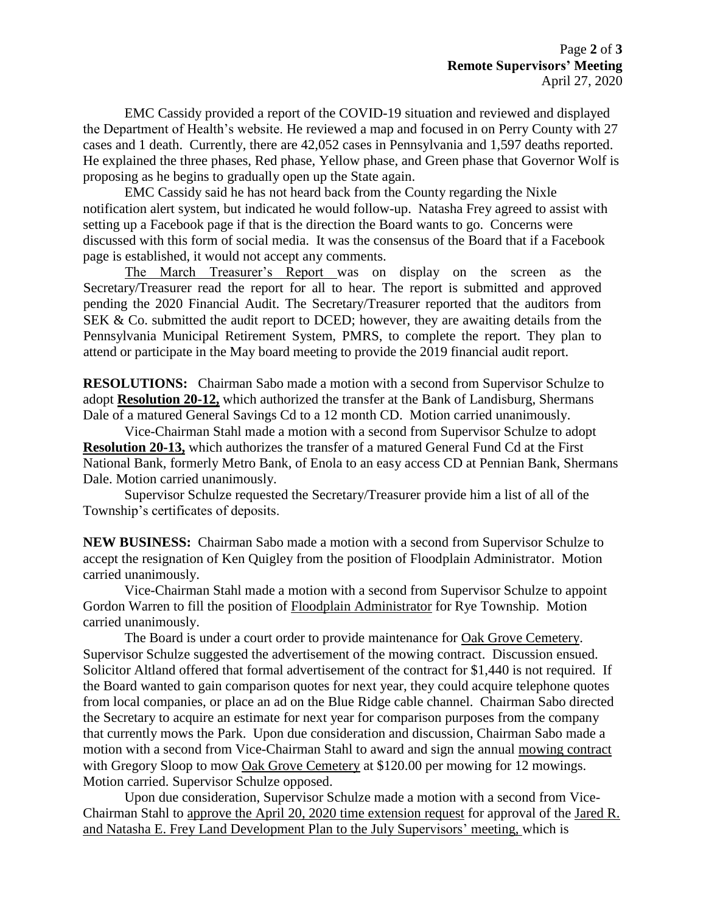EMC Cassidy provided a report of the COVID-19 situation and reviewed and displayed the Department of Health's website. He reviewed a map and focused in on Perry County with 27 cases and 1 death. Currently, there are 42,052 cases in Pennsylvania and 1,597 deaths reported. He explained the three phases, Red phase, Yellow phase, and Green phase that Governor Wolf is proposing as he begins to gradually open up the State again.

EMC Cassidy said he has not heard back from the County regarding the Nixle notification alert system, but indicated he would follow-up. Natasha Frey agreed to assist with setting up a Facebook page if that is the direction the Board wants to go. Concerns were discussed with this form of social media. It was the consensus of the Board that if a Facebook page is established, it would not accept any comments.

The March Treasurer's Report was on display on the screen as the Secretary/Treasurer read the report for all to hear. The report is submitted and approved pending the 2020 Financial Audit. The Secretary/Treasurer reported that the auditors from SEK & Co. submitted the audit report to DCED; however, they are awaiting details from the Pennsylvania Municipal Retirement System, PMRS, to complete the report. They plan to attend or participate in the May board meeting to provide the 2019 financial audit report.

**RESOLUTIONS:** Chairman Sabo made a motion with a second from Supervisor Schulze to adopt **Resolution 20-12,** which authorized the transfer at the Bank of Landisburg, Shermans Dale of a matured General Savings Cd to a 12 month CD. Motion carried unanimously.

Vice-Chairman Stahl made a motion with a second from Supervisor Schulze to adopt **Resolution 20-13,** which authorizes the transfer of a matured General Fund Cd at the First National Bank, formerly Metro Bank, of Enola to an easy access CD at Pennian Bank, Shermans Dale. Motion carried unanimously.

Supervisor Schulze requested the Secretary/Treasurer provide him a list of all of the Township's certificates of deposits.

**NEW BUSINESS:** Chairman Sabo made a motion with a second from Supervisor Schulze to accept the resignation of Ken Quigley from the position of Floodplain Administrator. Motion carried unanimously.

Vice-Chairman Stahl made a motion with a second from Supervisor Schulze to appoint Gordon Warren to fill the position of Floodplain Administrator for Rye Township. Motion carried unanimously.

The Board is under a court order to provide maintenance for Oak Grove Cemetery. Supervisor Schulze suggested the advertisement of the mowing contract. Discussion ensued. Solicitor Altland offered that formal advertisement of the contract for $1,440 is not required. If the Board wanted to gain comparison quotes for next year, they could acquire telephone quotes from local companies, or place an ad on the Blue Ridge cable channel. Chairman Sabo directed the Secretary to acquire an estimate for next year for comparison purposes from the company that currently mows the Park. Upon due consideration and discussion, Chairman Sabo made a motion with a second from Vice-Chairman Stahl to award and sign the annual mowing contract with Gregory Sloop to mow Oak Grove Cemetery at $120.00 per mowing for 12 mowings. Motion carried. Supervisor Schulze opposed.

Upon due consideration, Supervisor Schulze made a motion with a second from Vice-Chairman Stahl to approve the April 20, 2020 time extension request for approval of the Jared R. and Natasha E. Frey Land Development Plan to the July Supervisors' meeting, which is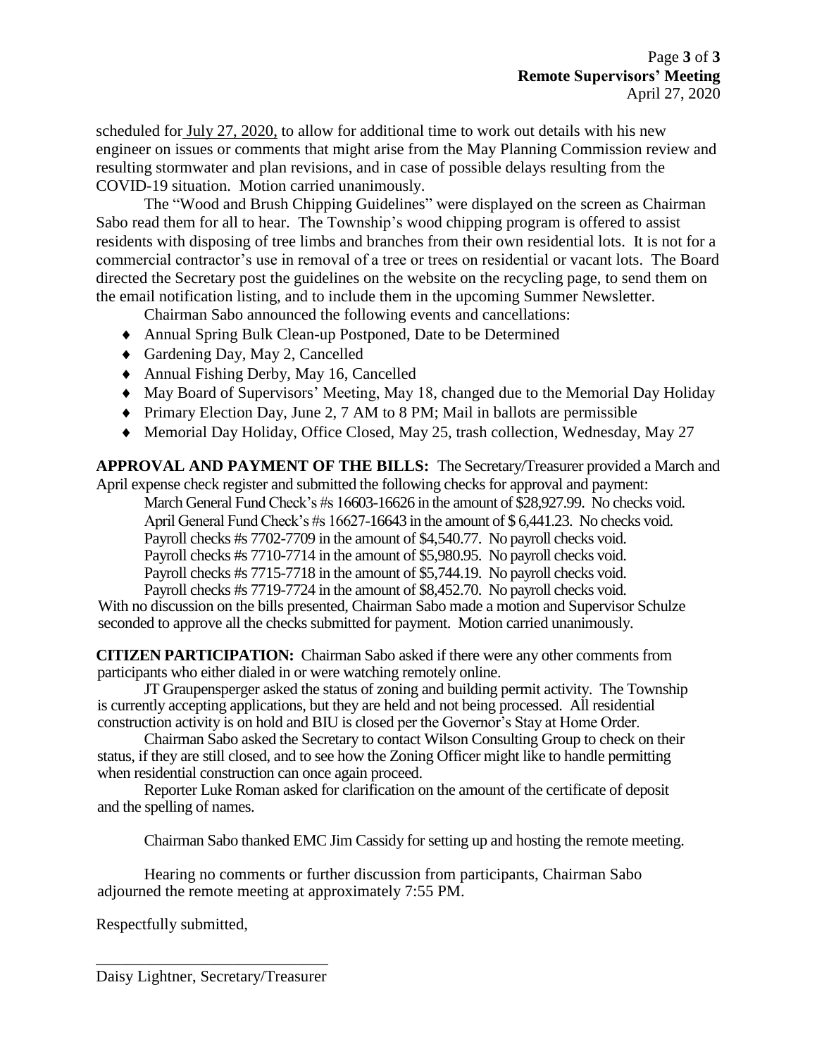scheduled for July 27, 2020, to allow for additional time to work out details with his new engineer on issues or comments that might arise from the May Planning Commission review and resulting stormwater and plan revisions, and in case of possible delays resulting from the COVID-19 situation. Motion carried unanimously.

The "Wood and Brush Chipping Guidelines" were displayed on the screen as Chairman Sabo read them for all to hear. The Township's wood chipping program is offered to assist residents with disposing of tree limbs and branches from their own residential lots. It is not for a commercial contractor's use in removal of a tree or trees on residential or vacant lots. The Board directed the Secretary post the guidelines on the website on the recycling page, to send them on the email notification listing, and to include them in the upcoming Summer Newsletter.

Chairman Sabo announced the following events and cancellations:

- Annual Spring Bulk Clean-up Postponed, Date to be Determined
- Gardening Day, May 2, Cancelled
- Annual Fishing Derby, May 16, Cancelled
- May Board of Supervisors' Meeting, May 18, changed due to the Memorial Day Holiday
- Primary Election Day, June 2, 7 AM to 8 PM; Mail in ballots are permissible
- Memorial Day Holiday, Office Closed, May 25, trash collection, Wednesday, May 27

**APPROVAL AND PAYMENT OF THE BILLS:** The Secretary/Treasurer provided a March and April expense check register and submitted the following checks for approval and payment:

March General Fund Check's #s 16603-16626 in the amount of $28,927.99. No checks void.
April General Fund Check's #s 16627-16643 in the amount of $ 6,441.23. No checks void.
Payroll checks #s 7702-7709 in the amount of $4,540.77. No payroll checks void.
Payroll checks #s 7710-7714 in the amount of $5,980.95. No payroll checks void.
Payroll checks #s 7715-7718 in the amount of $5,744.19. No payroll checks void.
Payroll checks #s 7719-7724 in the amount of $8,452.70. No payroll checks void.

With no discussion on the bills presented, Chairman Sabo made a motion and Supervisor Schulze seconded to approve all the checks submitted for payment. Motion carried unanimously.

**CITIZEN PARTICIPATION:** Chairman Sabo asked if there were any other comments from participants who either dialed in or were watching remotely online.

JT Graupensperger asked the status of zoning and building permit activity. The Township is currently accepting applications, but they are held and not being processed. All residential construction activity is on hold and BIU is closed per the Governor's Stay at Home Order.

Chairman Sabo asked the Secretary to contact Wilson Consulting Group to check on their status, if they are still closed, and to see how the Zoning Officer might like to handle permitting when residential construction can once again proceed.

Reporter Luke Roman asked for clarification on the amount of the certificate of deposit and the spelling of names.

Chairman Sabo thanked EMC Jim Cassidy for setting up and hosting the remote meeting.

Hearing no comments or further discussion from participants, Chairman Sabo adjourned the remote meeting at approximately 7:55 PM.

Respectfully submitted,

______________________________
Daisy Lightner, Secretary/Treasurer